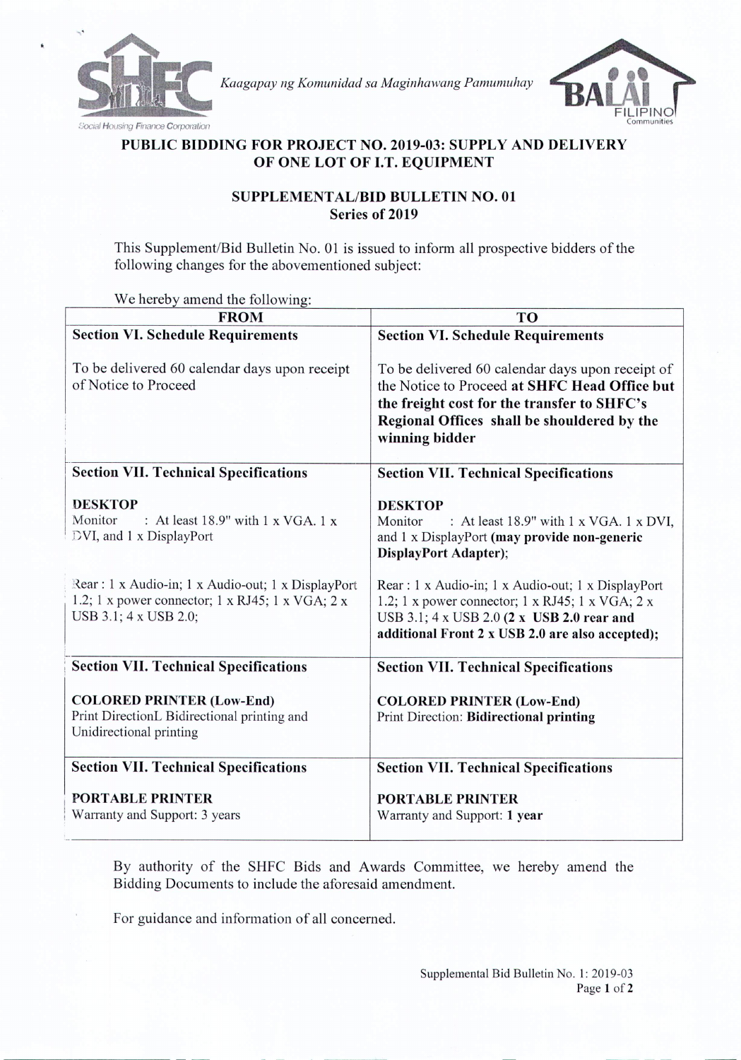Kaagapay ng Komunidad sa Maginhawang Pamumuhay

## PUBLIC BIDDING FOR PROJECT NO. 2019-03: SUPPLY AND DELIVERY OF ONE LOT OF I.T. EQUIPMENT

### SUPPLEMENTAL/BID BULLETIN NO. 01
### Series of 2019

This Supplement/Bid Bulletin No. 01 is issued to inform all prospective bidders of the following changes for the abovementioned subject:

We hereby amend the following:

| FROM | TO |
|---|---|
| **Section VI. Schedule Requirements**<br><br>To be delivered 60 calendar days upon receipt of Notice to Proceed | **Section VI. Schedule Requirements**<br><br>To be delivered 60 calendar days upon receipt of the Notice to Proceed **at SHFC Head Office but the freight cost for the transfer to SHFC's Regional Offices shall be shouldered by the winning bidder** |
| **Section VII. Technical Specifications**<br><br>**DESKTOP**<br>Monitor : At least 18.9" with 1 x VGA. 1 x DVI, and 1 x DisplayPort<br><br>Rear : 1 x Audio-in; 1 x Audio-out; 1 x DisplayPort 1.2; 1 x power connector; 1 x RJ45; 1 x VGA; 2 x USB 3.1; 4 x USB 2.0; | **Section VII. Technical Specifications**<br><br>**DESKTOP**<br>Monitor : At least 18.9" with 1 x VGA. 1 x DVI, and 1 x DisplayPort **(may provide non-generic DisplayPort Adapter)**;<br><br>Rear : 1 x Audio-in; 1 x Audio-out; 1 x DisplayPort 1.2; 1 x power connector; 1 x RJ45; 1 x VGA; 2 x USB 3.1; 4 x USB 2.0 **(2 x USB 2.0 rear and additional Front 2 x USB 2.0 are also accepted)**; |
| **Section VII. Technical Specifications**<br><br>**COLORED PRINTER (Low-End)**<br>Print DirectionL Bidirectional printing and Unidirectional printing | **Section VII. Technical Specifications**<br><br>**COLORED PRINTER (Low-End)**<br>Print Direction: **Bidirectional printing** |
| **Section VII. Technical Specifications**<br><br>**PORTABLE PRINTER**<br>Warranty and Support: 3 years | **Section VII. Technical Specifications**<br><br>**PORTABLE PRINTER**<br>Warranty and Support: **1 year** |

By authority of the SHFC Bids and Awards Committee, we hereby amend the Bidding Documents to include the aforesaid amendment.

For guidance and information of all concerned.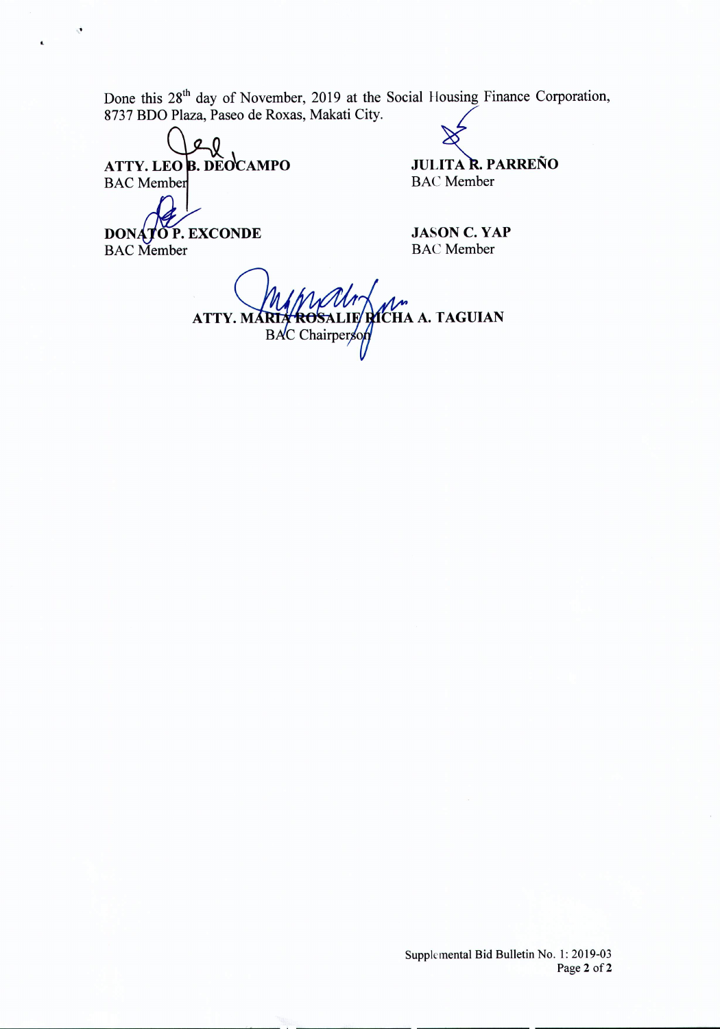Done this 28th day of November, 2019 at the Social Housing Finance Corporation, 8737 BDO Plaza, Paseo de Roxas, Makati City.

**ATTY. LEO B. DEOCAMPO**
BAC Member

**JULITA R. PARREÑO**
BAC Member

**DONATO P. EXCONDE**
BAC Member

**JASON C. YAP**
BAC Member

**ATTY. MARIA ROSALIE RICHA A. TAGUIAN**
BAC Chairperson

Supplemental Bid Bulletin No. 1: 2019-03